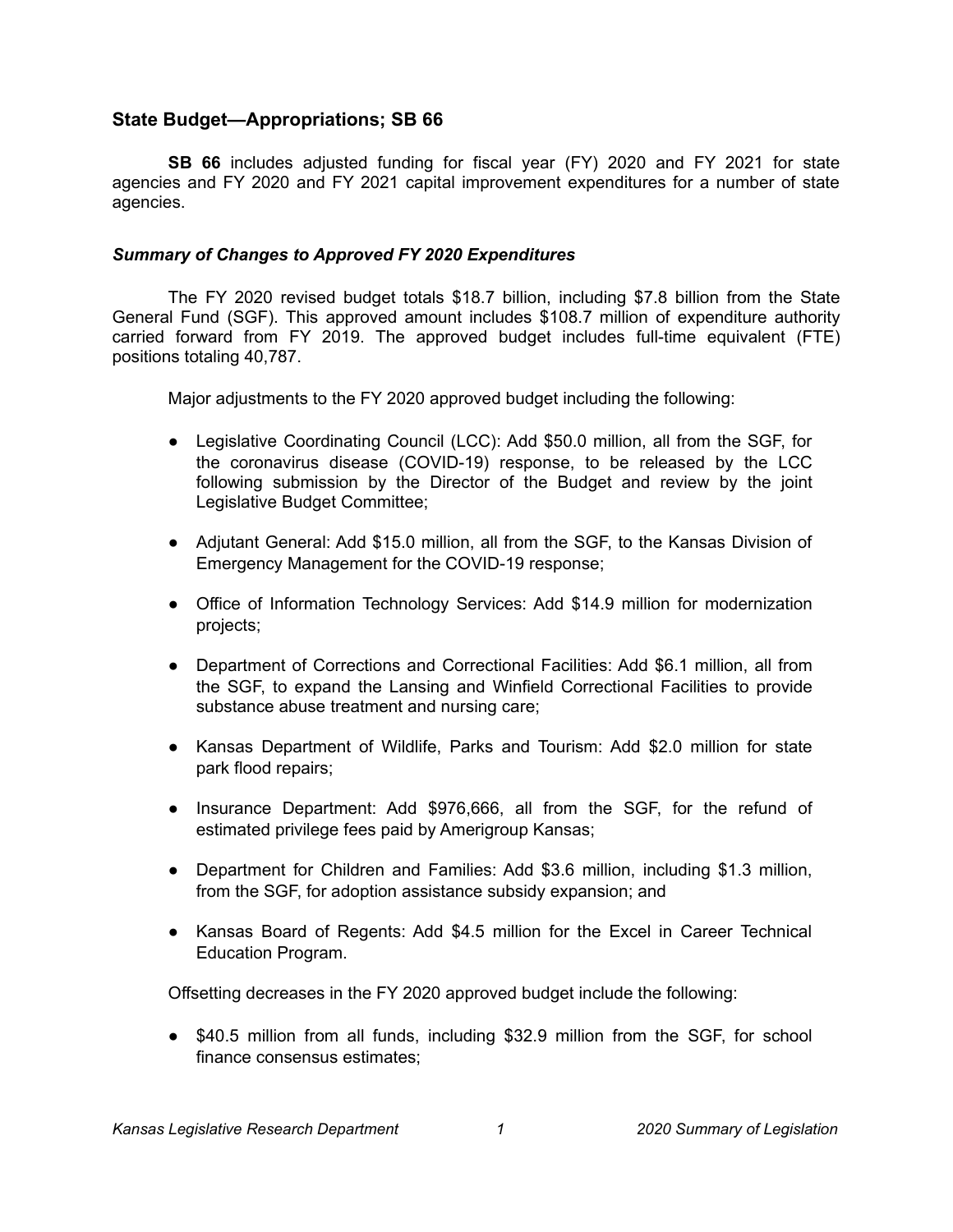## State Budget—Appropriations; SB 66

**SB 66** includes adjusted funding for fiscal year (FY) 2020 and FY 2021 for state agencies and FY 2020 and FY 2021 capital improvement expenditures for a number of state agencies.

### *Summary of Changes to Approved FY 2020 Expenditures*

The FY 2020 revised budget totals $18.7 billion, including $7.8 billion from the State General Fund (SGF). This approved amount includes $108.7 million of expenditure authority carried forward from FY 2019. The approved budget includes full-time equivalent (FTE) positions totaling 40,787.

Major adjustments to the FY 2020 approved budget including the following:

- Legislative Coordinating Council (LCC): Add $50.0 million, all from the SGF, for the coronavirus disease (COVID-19) response, to be released by the LCC following submission by the Director of the Budget and review by the joint Legislative Budget Committee;
- Adjutant General: Add $15.0 million, all from the SGF, to the Kansas Division of Emergency Management for the COVID-19 response;
- Office of Information Technology Services: Add $14.9 million for modernization projects;
- Department of Corrections and Correctional Facilities: Add $6.1 million, all from the SGF, to expand the Lansing and Winfield Correctional Facilities to provide substance abuse treatment and nursing care;
- Kansas Department of Wildlife, Parks and Tourism: Add $2.0 million for state park flood repairs;
- Insurance Department: Add $976,666, all from the SGF, for the refund of estimated privilege fees paid by Amerigroup Kansas;
- Department for Children and Families: Add $3.6 million, including $1.3 million, from the SGF, for adoption assistance subsidy expansion; and
- Kansas Board of Regents: Add $4.5 million for the Excel in Career Technical Education Program.

Offsetting decreases in the FY 2020 approved budget include the following:

- $40.5 million from all funds, including $32.9 million from the SGF, for school finance consensus estimates;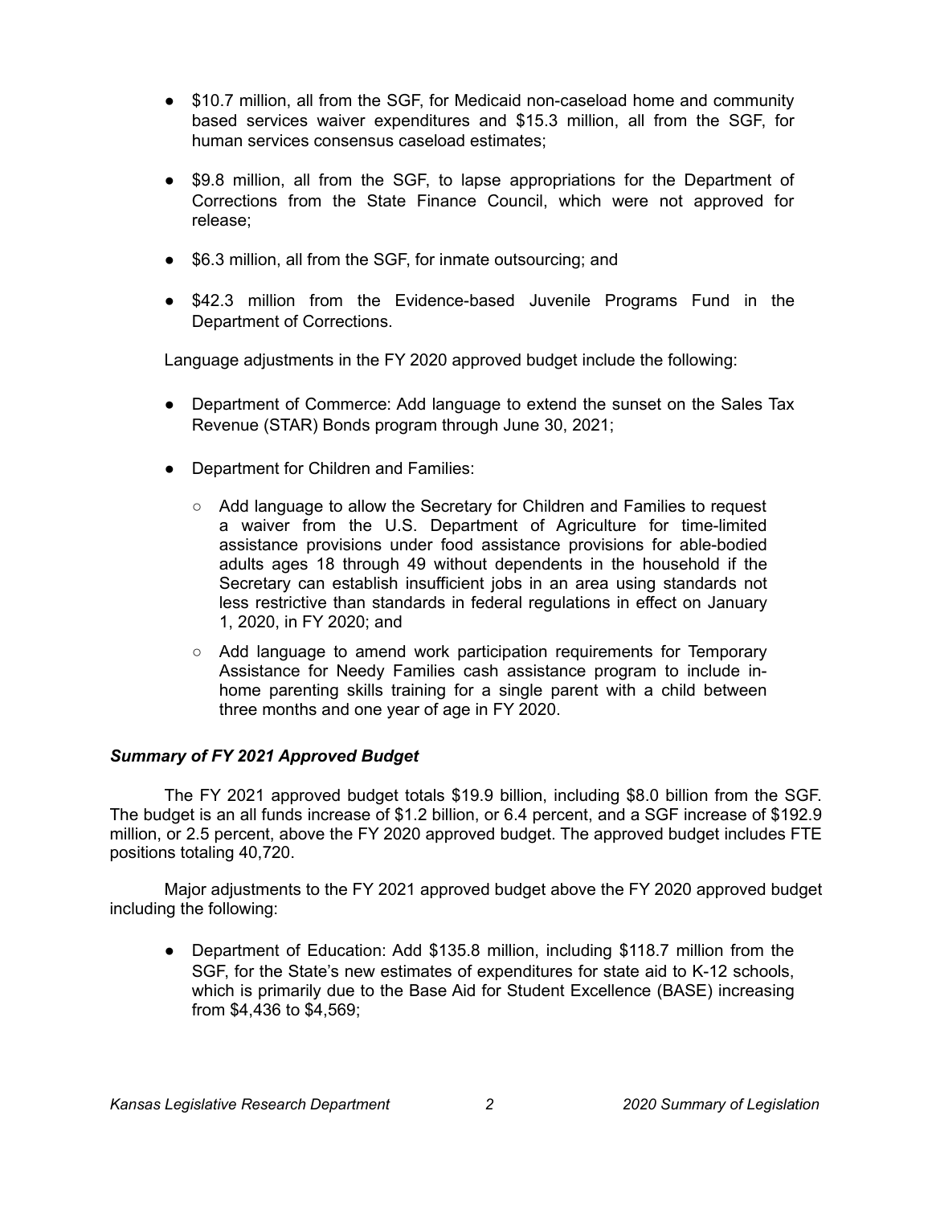- $10.7 million, all from the SGF, for Medicaid non-caseload home and community based services waiver expenditures and $15.3 million, all from the SGF, for human services consensus caseload estimates;
- $9.8 million, all from the SGF, to lapse appropriations for the Department of Corrections from the State Finance Council, which were not approved for release;
- $6.3 million, all from the SGF, for inmate outsourcing; and
- $42.3 million from the Evidence-based Juvenile Programs Fund in the Department of Corrections.

Language adjustments in the FY 2020 approved budget include the following:

- Department of Commerce: Add language to extend the sunset on the Sales Tax Revenue (STAR) Bonds program through June 30, 2021;
- Department for Children and Families:
  - Add language to allow the Secretary for Children and Families to request a waiver from the U.S. Department of Agriculture for time-limited assistance provisions under food assistance provisions for able-bodied adults ages 18 through 49 without dependents in the household if the Secretary can establish insufficient jobs in an area using standards not less restrictive than standards in federal regulations in effect on January 1, 2020, in FY 2020; and
  - Add language to amend work participation requirements for Temporary Assistance for Needy Families cash assistance program to include in-home parenting skills training for a single parent with a child between three months and one year of age in FY 2020.

### *Summary of FY 2021 Approved Budget*

The FY 2021 approved budget totals $19.9 billion, including $8.0 billion from the SGF. The budget is an all funds increase of $1.2 billion, or 6.4 percent, and a SGF increase of $192.9 million, or 2.5 percent, above the FY 2020 approved budget. The approved budget includes FTE positions totaling 40,720.

Major adjustments to the FY 2021 approved budget above the FY 2020 approved budget including the following:

- Department of Education: Add $135.8 million, including $118.7 million from the SGF, for the State's new estimates of expenditures for state aid to K-12 schools, which is primarily due to the Base Aid for Student Excellence (BASE) increasing from $4,436 to $4,569;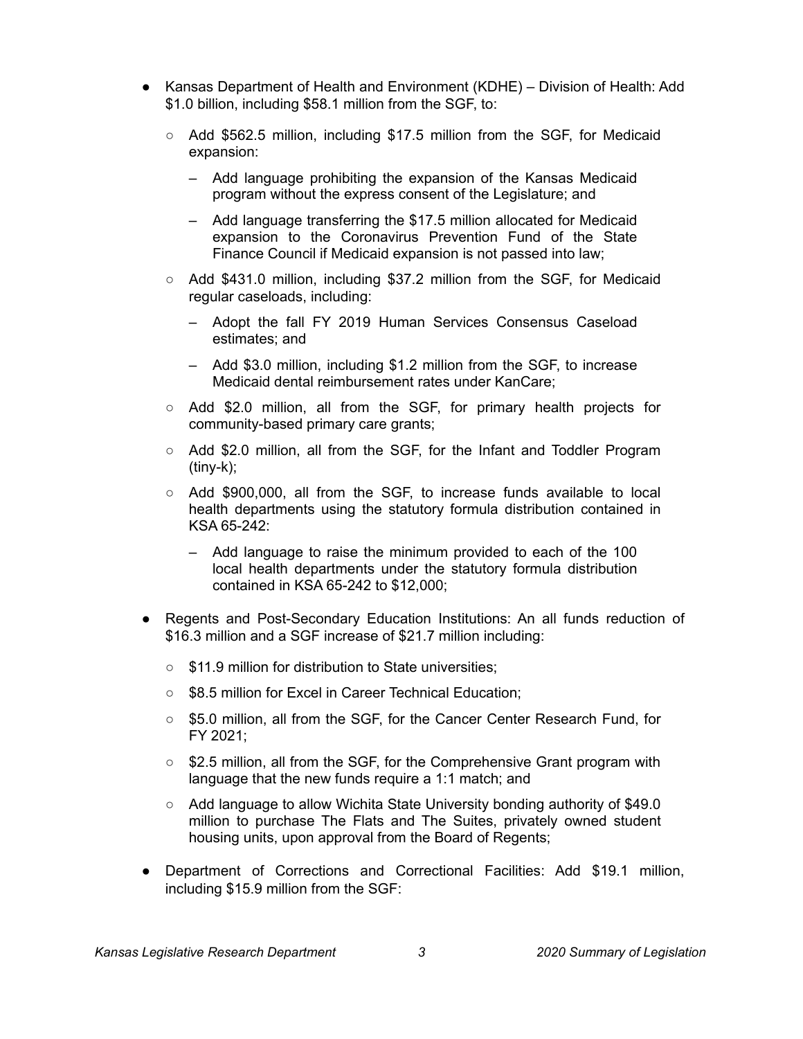- Kansas Department of Health and Environment (KDHE) – Division of Health: Add $1.0 billion, including $58.1 million from the SGF, to:
  - Add $562.5 million, including $17.5 million from the SGF, for Medicaid expansion:
    - Add language prohibiting the expansion of the Kansas Medicaid program without the express consent of the Legislature; and
    - Add language transferring the $17.5 million allocated for Medicaid expansion to the Coronavirus Prevention Fund of the State Finance Council if Medicaid expansion is not passed into law;
  - Add $431.0 million, including $37.2 million from the SGF, for Medicaid regular caseloads, including:
    - Adopt the fall FY 2019 Human Services Consensus Caseload estimates; and
    - Add $3.0 million, including $1.2 million from the SGF, to increase Medicaid dental reimbursement rates under KanCare;
  - Add $2.0 million, all from the SGF, for primary health projects for community-based primary care grants;
  - Add $2.0 million, all from the SGF, for the Infant and Toddler Program (tiny-k);
  - Add $900,000, all from the SGF, to increase funds available to local health departments using the statutory formula distribution contained in KSA 65-242:
    - Add language to raise the minimum provided to each of the 100 local health departments under the statutory formula distribution contained in KSA 65-242 to $12,000;
- Regents and Post-Secondary Education Institutions: An all funds reduction of $16.3 million and a SGF increase of $21.7 million including:
  - $11.9 million for distribution to State universities;
  - $8.5 million for Excel in Career Technical Education;
  - $5.0 million, all from the SGF, for the Cancer Center Research Fund, for FY 2021;
  - $2.5 million, all from the SGF, for the Comprehensive Grant program with language that the new funds require a 1:1 match; and
  - Add language to allow Wichita State University bonding authority of $49.0 million to purchase The Flats and The Suites, privately owned student housing units, upon approval from the Board of Regents;
- Department of Corrections and Correctional Facilities: Add $19.1 million, including $15.9 million from the SGF: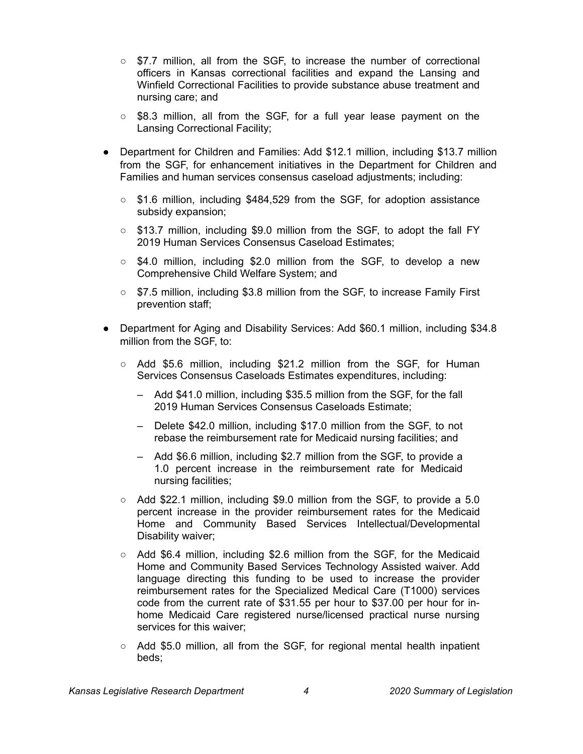- $7.7 million, all from the SGF, to increase the number of correctional officers in Kansas correctional facilities and expand the Lansing and Winfield Correctional Facilities to provide substance abuse treatment and nursing care; and
- $8.3 million, all from the SGF, for a full year lease payment on the Lansing Correctional Facility;

- Department for Children and Families: Add $12.1 million, including $13.7 million from the SGF, for enhancement initiatives in the Department for Children and Families and human services consensus caseload adjustments; including:
  - $1.6 million, including $484,529 from the SGF, for adoption assistance subsidy expansion;
  - $13.7 million, including $9.0 million from the SGF, to adopt the fall FY 2019 Human Services Consensus Caseload Estimates;
  - $4.0 million, including $2.0 million from the SGF, to develop a new Comprehensive Child Welfare System; and
  - $7.5 million, including $3.8 million from the SGF, to increase Family First prevention staff;

- Department for Aging and Disability Services: Add $60.1 million, including $34.8 million from the SGF, to:
  - Add $5.6 million, including $21.2 million from the SGF, for Human Services Consensus Caseloads Estimates expenditures, including:
    - Add $41.0 million, including $35.5 million from the SGF, for the fall 2019 Human Services Consensus Caseloads Estimate;
    - Delete $42.0 million, including $17.0 million from the SGF, to not rebase the reimbursement rate for Medicaid nursing facilities; and
    - Add $6.6 million, including $2.7 million from the SGF, to provide a 1.0 percent increase in the reimbursement rate for Medicaid nursing facilities;
  - Add $22.1 million, including $9.0 million from the SGF, to provide a 5.0 percent increase in the provider reimbursement rates for the Medicaid Home and Community Based Services Intellectual/Developmental Disability waiver;
  - Add $6.4 million, including $2.6 million from the SGF, for the Medicaid Home and Community Based Services Technology Assisted waiver. Add language directing this funding to be used to increase the provider reimbursement rates for the Specialized Medical Care (T1000) services code from the current rate of $31.55 per hour to $37.00 per hour for in-home Medicaid Care registered nurse/licensed practical nurse nursing services for this waiver;
  - Add $5.0 million, all from the SGF, for regional mental health inpatient beds;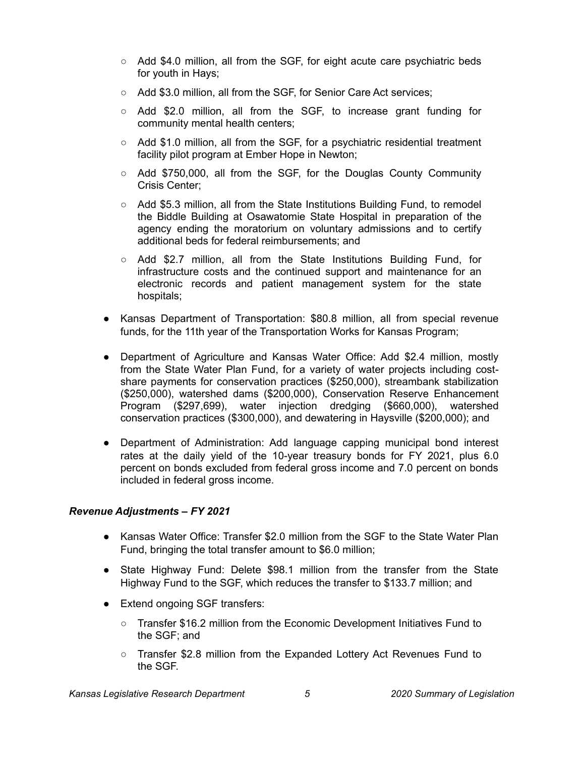- Add $4.0 million, all from the SGF, for eight acute care psychiatric beds for youth in Hays;
  - Add $3.0 million, all from the SGF, for Senior Care Act services;
  - Add $2.0 million, all from the SGF, to increase grant funding for community mental health centers;
  - Add $1.0 million, all from the SGF, for a psychiatric residential treatment facility pilot program at Ember Hope in Newton;
  - Add $750,000, all from the SGF, for the Douglas County Community Crisis Center;
  - Add $5.3 million, all from the State Institutions Building Fund, to remodel the Biddle Building at Osawatomie State Hospital in preparation of the agency ending the moratorium on voluntary admissions and to certify additional beds for federal reimbursements; and
  - Add $2.7 million, all from the State Institutions Building Fund, for infrastructure costs and the continued support and maintenance for an electronic records and patient management system for the state hospitals;
- Kansas Department of Transportation: $80.8 million, all from special revenue funds, for the 11th year of the Transportation Works for Kansas Program;
- Department of Agriculture and Kansas Water Office: Add $2.4 million, mostly from the State Water Plan Fund, for a variety of water projects including cost-share payments for conservation practices ($250,000), streambank stabilization ($250,000), watershed dams ($200,000), Conservation Reserve Enhancement Program ($297,699), water injection dredging ($660,000), watershed conservation practices ($300,000), and dewatering in Haysville ($200,000); and
- Department of Administration: Add language capping municipal bond interest rates at the daily yield of the 10-year treasury bonds for FY 2021, plus 6.0 percent on bonds excluded from federal gross income and 7.0 percent on bonds included in federal gross income.

***Revenue Adjustments – FY 2021***

- Kansas Water Office: Transfer $2.0 million from the SGF to the State Water Plan Fund, bringing the total transfer amount to $6.0 million;
- State Highway Fund: Delete $98.1 million from the transfer from the State Highway Fund to the SGF, which reduces the transfer to $133.7 million; and
- Extend ongoing SGF transfers:
  - Transfer $16.2 million from the Economic Development Initiatives Fund to the SGF; and
  - Transfer $2.8 million from the Expanded Lottery Act Revenues Fund to the SGF.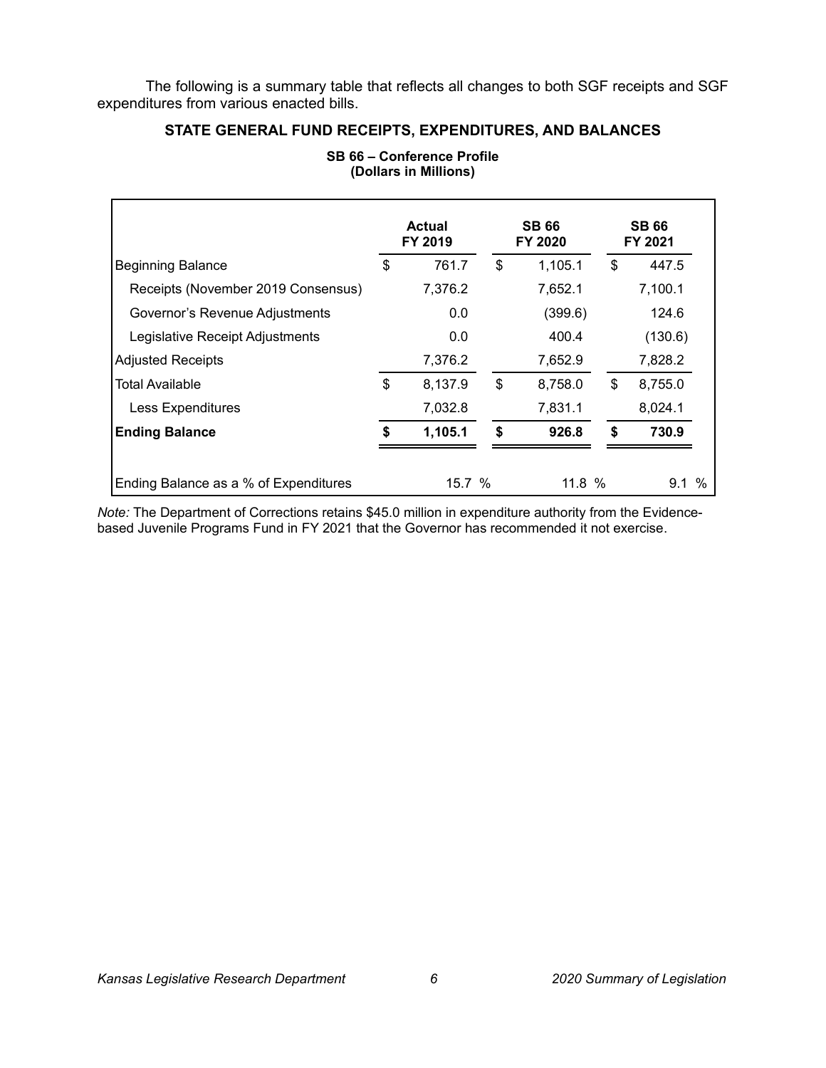The following is a summary table that reflects all changes to both SGF receipts and SGF expenditures from various enacted bills.

## STATE GENERAL FUND RECEIPTS, EXPENDITURES, AND BALANCES

**SB 66 – Conference Profile**
**(Dollars in Millions)**

| | Actual FY 2019 | SB 66 FY 2020 | SB 66 FY 2021 |
|---|---|---|---|
| Beginning Balance | $ 761.7 | $ 1,105.1 | $ 447.5 |
| Receipts (November 2019 Consensus) | 7,376.2 | 7,652.1 | 7,100.1 |
| Governor's Revenue Adjustments | 0.0 | (399.6) | 124.6 |
| Legislative Receipt Adjustments | 0.0 | 400.4 | (130.6) |
| Adjusted Receipts | 7,376.2 | 7,652.9 | 7,828.2 |
| Total Available | $ 8,137.9 | $ 8,758.0 | $ 8,755.0 |
| Less Expenditures | 7,032.8 | 7,831.1 | 8,024.1 |
| **Ending Balance** | **$ 1,105.1** | **$ 926.8** | **$ 730.9** |
| Ending Balance as a % of Expenditures | 15.7 % | 11.8 % | 9.1 % |

*Note:* The Department of Corrections retains $45.0 million in expenditure authority from the Evidence-based Juvenile Programs Fund in FY 2021 that the Governor has recommended it not exercise.